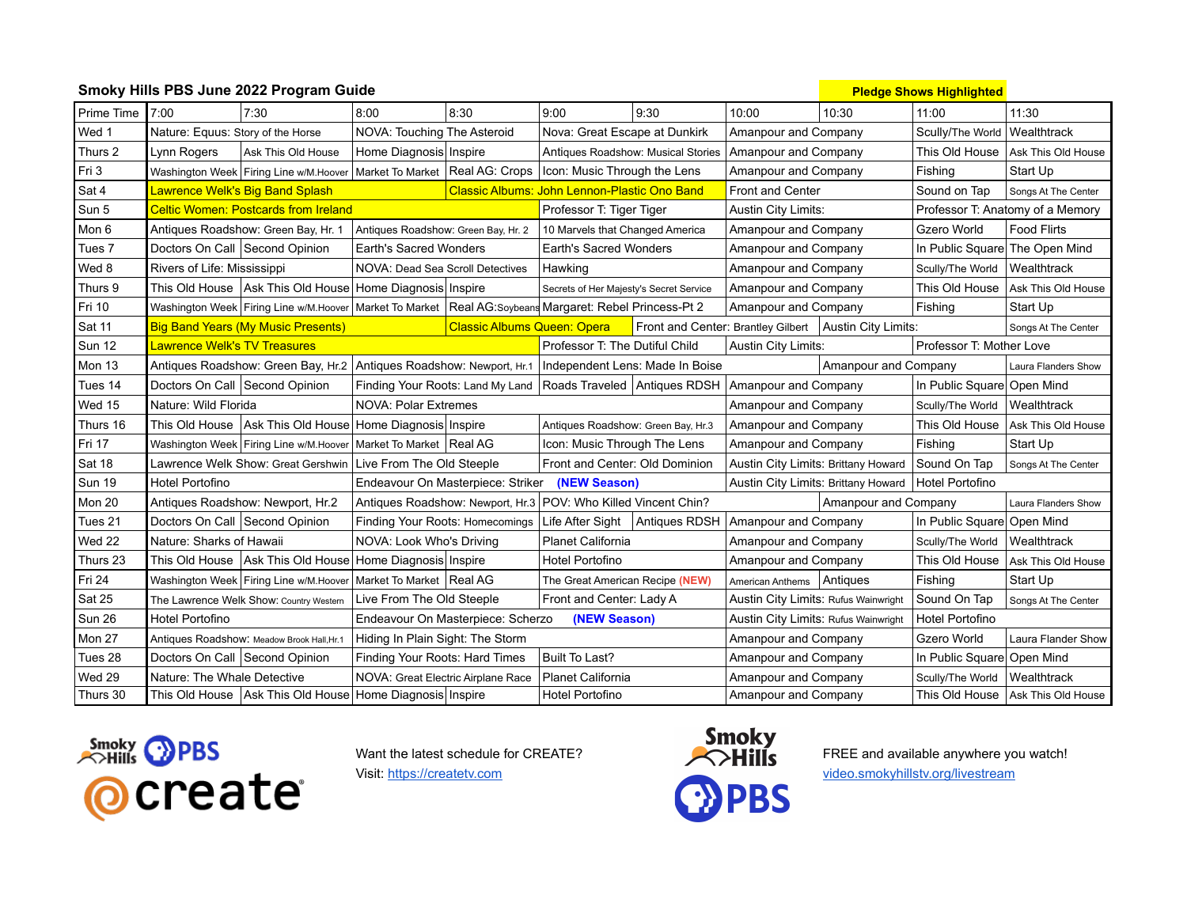## Smoky Hills PBS June 2022 Program Guide

**Pledge Shows Highlighted**

| Prime Time | 7:00 | 7:30 | 8:00 | 8:30 | 9:00 | 9:30 | 10:00 | 10:30 | 11:00 | 11:30 |
|---|---|---|---|---|---|---|---|---|---|---|
| Wed 1 | Nature: Equus: Story of the Horse | | NOVA: Touching The Asteroid | | Nova: Great Escape at Dunkirk | | Amanpour and Company | | Scully/The World | Wealthtrack |
| Thurs 2 | Lynn Rogers | Ask This Old House | Home Diagnosis | Inspire | Antiques Roadshow: Musical Stories | | Amanpour and Company | | This Old House | Ask This Old House |
| Fri 3 | Washington Week | Firing Line w/M.Hoover | Market To Market | Real AG: Crops | Icon: Music Through the Lens | | Amanpour and Company | | Fishing | Start Up |
| Sat 4 | Lawrence Welk's Big Band Splash | | | Classic Albums: John Lennon-Plastic Ono Band | | | Front and Center | | Sound on Tap | Songs At The Center |
| Sun 5 | Celtic Women: Postcards from Ireland | | | | Professor T: Tiger Tiger | | Austin City Limits: | | Professor T: Anatomy of a Memory | |
| Mon 6 | Antiques Roadshow: Green Bay, Hr. 1 | | Antiques Roadshow: Green Bay, Hr. 2 | | 10 Marvels that Changed America | | Amanpour and Company | | Gzero World | Food Flirts |
| Tues 7 | Doctors On Call | Second Opinion | Earth's Sacred Wonders | | Earth's Sacred Wonders | | Amanpour and Company | | In Public Square | The Open Mind |
| Wed 8 | Rivers of Life: Mississippi | | NOVA: Dead Sea Scroll Detectives | | Hawking | | Amanpour and Company | | Scully/The World | Wealthtrack |
| Thurs 9 | This Old House | Ask This Old House | Home Diagnosis | Inspire | Secrets of Her Majesty's Secret Service | | Amanpour and Company | | This Old House | Ask This Old House |
| Fri 10 | Washington Week | Firing Line w/M.Hoover | Market To Market | Real AG:Soybeans | Margaret: Rebel Princess-Pt 2 | | Amanpour and Company | | Fishing | Start Up |
| Sat 11 | Big Band Years (My Music Presents) | | | Classic Albums Queen: Opera | | Front and Center: Brantley Gilbert | | Austin City Limits: | | Songs At The Center |
| Sun 12 | Lawrence Welk's TV Treasures | | | | Professor T: The Dutiful Child | | Austin City Limits: | | Professor T: Mother Love | |
| Mon 13 | Antiques Roadshow: Green Bay, Hr.2 | | Antiques Roadshow: Newport, Hr.1 | | Independent Lens: Made In Boise | | | Amanpour and Company | | Laura Flanders Show |
| Tues 14 | Doctors On Call | Second Opinion | Finding Your Roots: Land My Land | | Roads Traveled | Antiques RDSH | Amanpour and Company | | In Public Square | Open Mind |
| Wed 15 | Nature: Wild Florida | | NOVA: Polar Extremes | | | | Amanpour and Company | | Scully/The World | Wealthtrack |
| Thurs 16 | This Old House | Ask This Old House | Home Diagnosis | Inspire | Antiques Roadshow: Green Bay, Hr.3 | | Amanpour and Company | | This Old House | Ask This Old House |
| Fri 17 | Washington Week | Firing Line w/M.Hoover | Market To Market | Real AG | Icon: Music Through The Lens | | Amanpour and Company | | Fishing | Start Up |
| Sat 18 | Lawrence Welk Show: Great Gershwin | | Live From The Old Steeple | | Front and Center: Old Dominion | | Austin City Limits: Brittany Howard | | Sound On Tap | Songs At The Center |
| Sun 19 | Hotel Portofino | | Endeavour On Masterpiece: Striker **(NEW Season)** | | | | Austin City Limits: Brittany Howard | | Hotel Portofino | |
| Mon 20 | Antiques Roadshow: Newport, Hr.2 | | Antiques Roadshow: Newport, Hr.3 | | POV: Who Killed Vincent Chin? | | | Amanpour and Company | | Laura Flanders Show |
| Tues 21 | Doctors On Call | Second Opinion | Finding Your Roots: Homecomings | | Life After Sight | Antiques RDSH | Amanpour and Company | | In Public Square | Open Mind |
| Wed 22 | Nature: Sharks of Hawaii | | NOVA: Look Who's Driving | | Planet California | | Amanpour and Company | | Scully/The World | Wealthtrack |
| Thurs 23 | This Old House | Ask This Old House | Home Diagnosis | Inspire | Hotel Portofino | | Amanpour and Company | | This Old House | Ask This Old House |
| Fri 24 | Washington Week | Firing Line w/M.Hoover | Market To Market | Real AG | The Great American Recipe **(NEW)** | | American Anthems | Antiques | Fishing | Start Up |
| Sat 25 | The Lawrence Welk Show: Country Western | | Live From The Old Steeple | | Front and Center: Lady A | | Austin City Limits: Rufus Wainwright | | Sound On Tap | Songs At The Center |
| Sun 26 | Hotel Portofino | | Endeavour On Masterpiece: Scherzo **(NEW Season)** | | | | Austin City Limits: Rufus Wainwright | | Hotel Portofino | |
| Mon 27 | Antiques Roadshow: Meadow Brook Hall,Hr.1 | | Hiding In Plain Sight: The Storm | | | | Amanpour and Company | | Gzero World | Laura Flander Show |
| Tues 28 | Doctors On Call | Second Opinion | Finding Your Roots: Hard Times | | Built To Last? | | Amanpour and Company | | In Public Square | Open Mind |
| Wed 29 | Nature: The Whale Detective | | NOVA: Great Electric Airplane Race | | Planet California | | Amanpour and Company | | Scully/The World | Wealthtrack |
| Thurs 30 | This Old House | Ask This Old House | Home Diagnosis | Inspire | Hotel Portofino | | Amanpour and Company | | This Old House | Ask This Old House |

Smoky Hills PBS create

Want the latest schedule for CREATE?
Visit: https://createtv.com

Smoky Hills PBS

FREE and available anywhere you watch!
video.smokyhillstv.org/livestream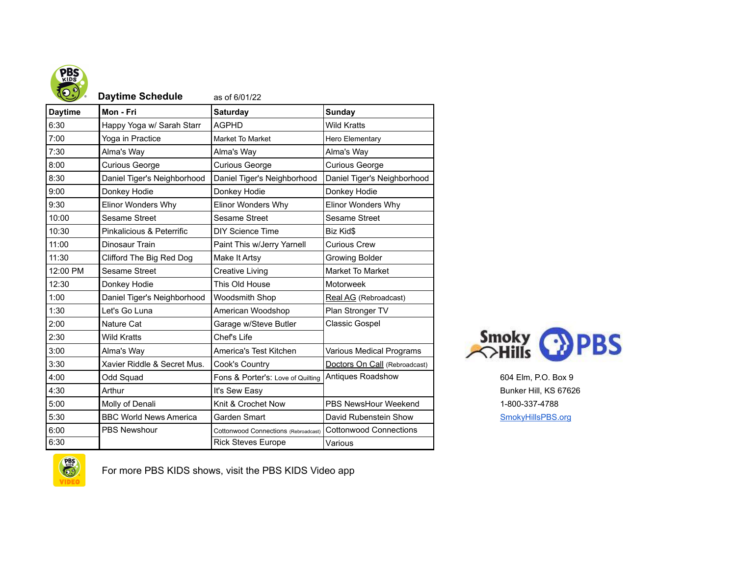**Daytime Schedule** as of 6/01/22

| Daytime | Mon - Fri | Saturday | Sunday |
|---|---|---|---|
| 6:30 | Happy Yoga w/ Sarah Starr | AGPHD | Wild Kratts |
| 7:00 | Yoga in Practice | Market To Market | Hero Elementary |
| 7:30 | Alma's Way | Alma's Way | Alma's Way |
| 8:00 | Curious George | Curious George | Curious George |
| 8:30 | Daniel Tiger's Neighborhood | Daniel Tiger's Neighborhood | Daniel Tiger's Neighborhood |
| 9:00 | Donkey Hodie | Donkey Hodie | Donkey Hodie |
| 9:30 | Elinor Wonders Why | Elinor Wonders Why | Elinor Wonders Why |
| 10:00 | Sesame Street | Sesame Street | Sesame Street |
| 10:30 | Pinkalicious & Peterrific | DIY Science Time | Biz Kid$ |
| 11:00 | Dinosaur Train | Paint This w/Jerry Yarnell | Curious Crew |
| 11:30 | Clifford The Big Red Dog | Make It Artsy | Growing Bolder |
| 12:00 PM | Sesame Street | Creative Living | Market To Market |
| 12:30 | Donkey Hodie | This Old House | Motorweek |
| 1:00 | Daniel Tiger's Neighborhood | Woodsmith Shop | Real AG (Rebroadcast) |
| 1:30 | Let's Go Luna | American Woodshop | Plan Stronger TV |
| 2:00 | Nature Cat | Garage w/Steve Butler | Classic Gospel |
| 2:30 | Wild Kratts | Chef's Life | |
| 3:00 | Alma's Way | America's Test Kitchen | Various Medical Programs |
| 3:30 | Xavier Riddle & Secret Mus. | Cook's Country | Doctors On Call (Rebroadcast) |
| 4:00 | Odd Squad | Fons & Porter's: Love of Quilting | Antiques Roadshow |
| 4:30 | Arthur | It's Sew Easy | |
| 5:00 | Molly of Denali | Knit & Crochet Now | PBS NewsHour Weekend |
| 5:30 | BBC World News America | Garden Smart | David Rubenstein Show |
| 6:00 | PBS Newshour | Cottonwood Connections (Rebroadcast) | Cottonwood Connections |
| 6:30 | | Rick Steves Europe | Various |

For more PBS KIDS shows, visit the PBS KIDS Video app

Smoky Hills PBS

604 Elm, P.O. Box 9
Bunker Hill, KS 67626
1-800-337-4788
SmokyHillsPBS.org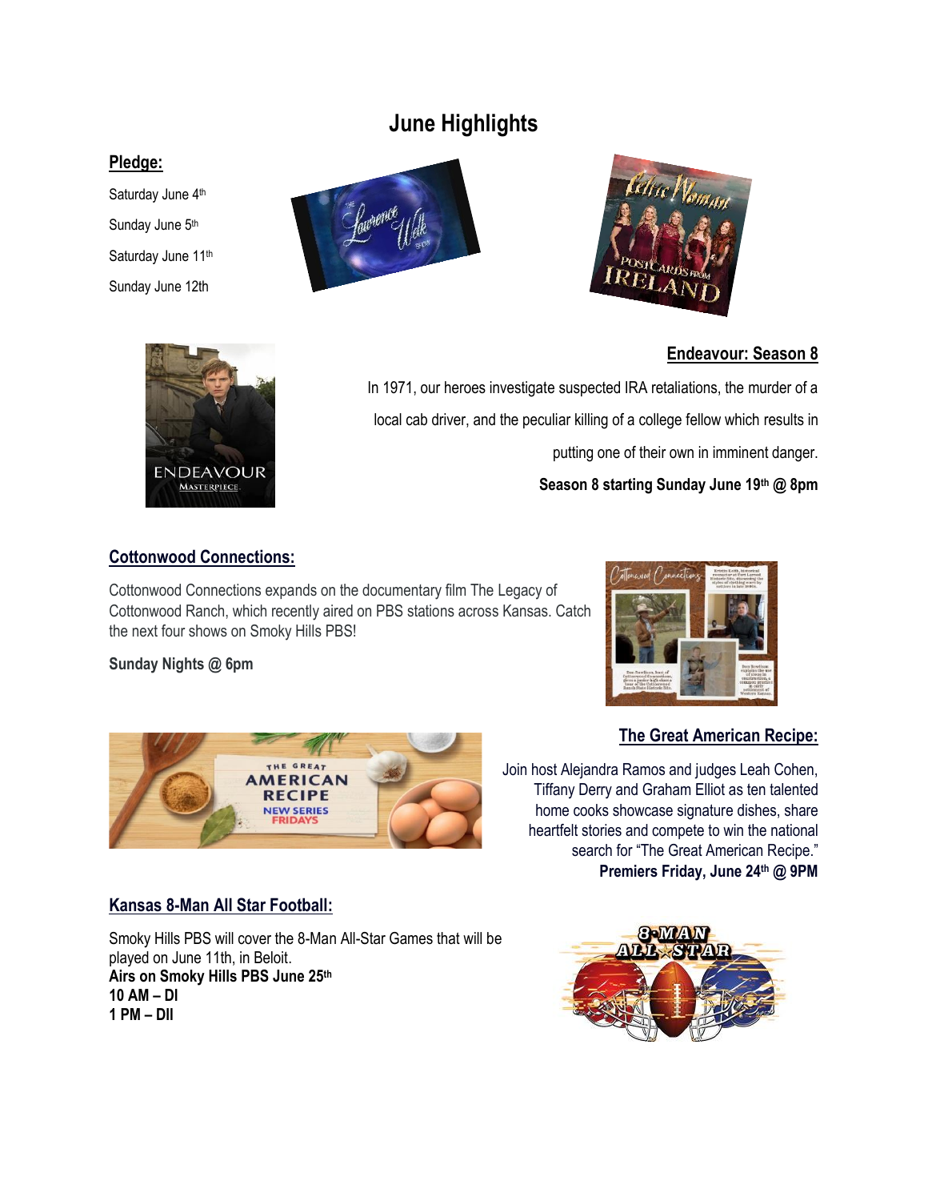# June Highlights

**Pledge:**

Saturday June 4th

Sunday June 5th

Saturday June 11th

Sunday June 12th

## Endeavour: Season 8

In 1971, our heroes investigate suspected IRA retaliations, the murder of a local cab driver, and the peculiar killing of a college fellow which results in putting one of their own in imminent danger.

**Season 8 starting Sunday June 19th @ 8pm**

## Cottonwood Connections:

Cottonwood Connections expands on the documentary film The Legacy of Cottonwood Ranch, which recently aired on PBS stations across Kansas. Catch the next four shows on Smoky Hills PBS!

**Sunday Nights @ 6pm**

## The Great American Recipe:

Join host Alejandra Ramos and judges Leah Cohen, Tiffany Derry and Graham Elliot as ten talented home cooks showcase signature dishes, share heartfelt stories and compete to win the national search for "The Great American Recipe."

**Premiers Friday, June 24th @ 9PM**

## Kansas 8-Man All Star Football:

Smoky Hills PBS will cover the 8-Man All-Star Games that will be played on June 11th, in Beloit.

**Airs on Smoky Hills PBS June 25th**
**10 AM – DI**
**1 PM – DII**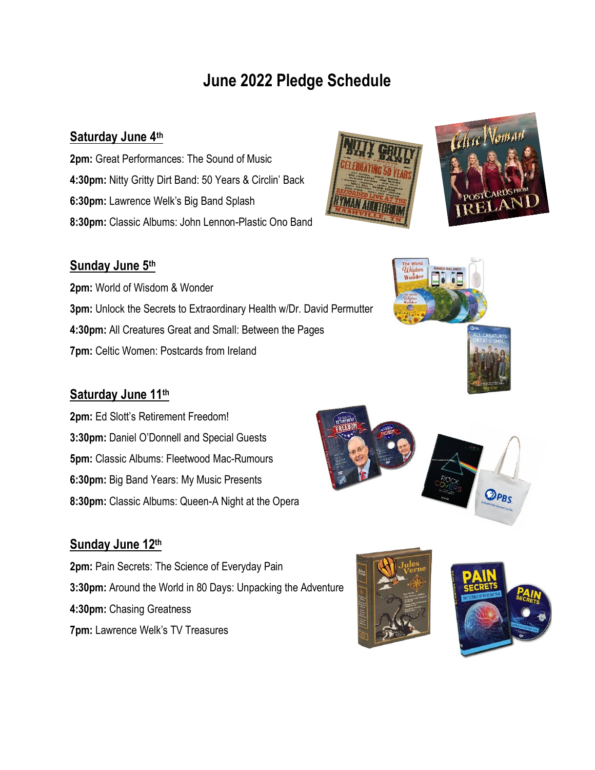# June 2022 Pledge Schedule

## Saturday June 4th

**2pm:** Great Performances: The Sound of Music

**4:30pm:** Nitty Gritty Dirt Band: 50 Years & Circlin' Back

**6:30pm:** Lawrence Welk's Big Band Splash

**8:30pm:** Classic Albums: John Lennon-Plastic Ono Band

## Sunday June 5th

**2pm:** World of Wisdom & Wonder

**3pm:** Unlock the Secrets to Extraordinary Health w/Dr. David Permutter

**4:30pm:** All Creatures Great and Small: Between the Pages

**7pm:** Celtic Women: Postcards from Ireland

## Saturday June 11th

**2pm:** Ed Slott's Retirement Freedom!

**3:30pm:** Daniel O'Donnell and Special Guests

**5pm:** Classic Albums: Fleetwood Mac-Rumours

**6:30pm:** Big Band Years: My Music Presents

**8:30pm:** Classic Albums: Queen-A Night at the Opera

## Sunday June 12th

**2pm:** Pain Secrets: The Science of Everyday Pain

**3:30pm:** Around the World in 80 Days: Unpacking the Adventure

**4:30pm:** Chasing Greatness

**7pm:** Lawrence Welk's TV Treasures